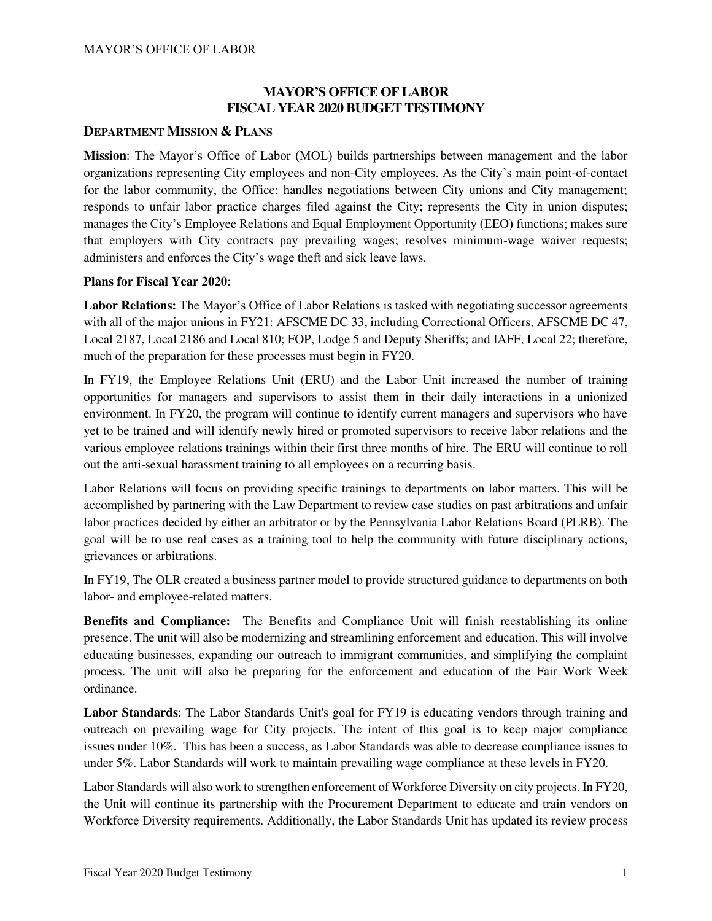# MAYOR'S OFFICE OF LABOR
# FISCAL YEAR 2020 BUDGET TESTIMONY

## DEPARTMENT MISSION & PLANS

**Mission**: The Mayor's Office of Labor (MOL) builds partnerships between management and the labor organizations representing City employees and non-City employees. As the City's main point-of-contact for the labor community, the Office: handles negotiations between City unions and City management; responds to unfair labor practice charges filed against the City; represents the City in union disputes; manages the City's Employee Relations and Equal Employment Opportunity (EEO) functions; makes sure that employers with City contracts pay prevailing wages; resolves minimum-wage waiver requests; administers and enforces the City's wage theft and sick leave laws.

**Plans for Fiscal Year 2020**:

**Labor Relations:** The Mayor's Office of Labor Relations is tasked with negotiating successor agreements with all of the major unions in FY21: AFSCME DC 33, including Correctional Officers, AFSCME DC 47, Local 2187, Local 2186 and Local 810; FOP, Lodge 5 and Deputy Sheriffs; and IAFF, Local 22; therefore, much of the preparation for these processes must begin in FY20.

In FY19, the Employee Relations Unit (ERU) and the Labor Unit increased the number of training opportunities for managers and supervisors to assist them in their daily interactions in a unionized environment. In FY20, the program will continue to identify current managers and supervisors who have yet to be trained and will identify newly hired or promoted supervisors to receive labor relations and the various employee relations trainings within their first three months of hire. The ERU will continue to roll out the anti-sexual harassment training to all employees on a recurring basis.

Labor Relations will focus on providing specific trainings to departments on labor matters. This will be accomplished by partnering with the Law Department to review case studies on past arbitrations and unfair labor practices decided by either an arbitrator or by the Pennsylvania Labor Relations Board (PLRB). The goal will be to use real cases as a training tool to help the community with future disciplinary actions, grievances or arbitrations.

In FY19, The OLR created a business partner model to provide structured guidance to departments on both labor- and employee-related matters.

**Benefits and Compliance:** The Benefits and Compliance Unit will finish reestablishing its online presence. The unit will also be modernizing and streamlining enforcement and education. This will involve educating businesses, expanding our outreach to immigrant communities, and simplifying the complaint process. The unit will also be preparing for the enforcement and education of the Fair Work Week ordinance.

**Labor Standards**: The Labor Standards Unit's goal for FY19 is educating vendors through training and outreach on prevailing wage for City projects. The intent of this goal is to keep major compliance issues under 10%. This has been a success, as Labor Standards was able to decrease compliance issues to under 5%. Labor Standards will work to maintain prevailing wage compliance at these levels in FY20.

Labor Standards will also work to strengthen enforcement of Workforce Diversity on city projects. In FY20, the Unit will continue its partnership with the Procurement Department to educate and train vendors on Workforce Diversity requirements. Additionally, the Labor Standards Unit has updated its review process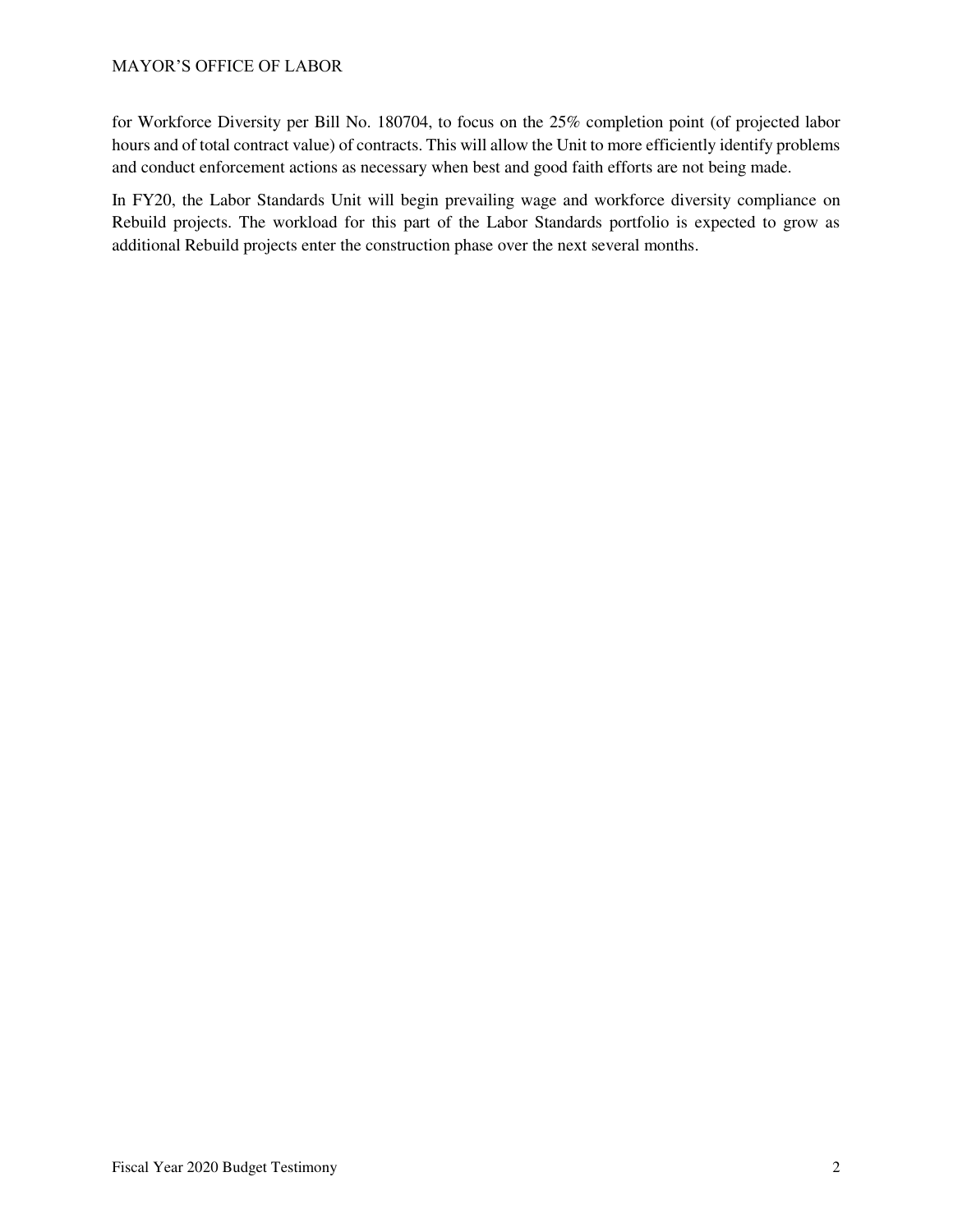for Workforce Diversity per Bill No. 180704, to focus on the 25% completion point (of projected labor hours and of total contract value) of contracts. This will allow the Unit to more efficiently identify problems and conduct enforcement actions as necessary when best and good faith efforts are not being made.

In FY20, the Labor Standards Unit will begin prevailing wage and workforce diversity compliance on Rebuild projects. The workload for this part of the Labor Standards portfolio is expected to grow as additional Rebuild projects enter the construction phase over the next several months.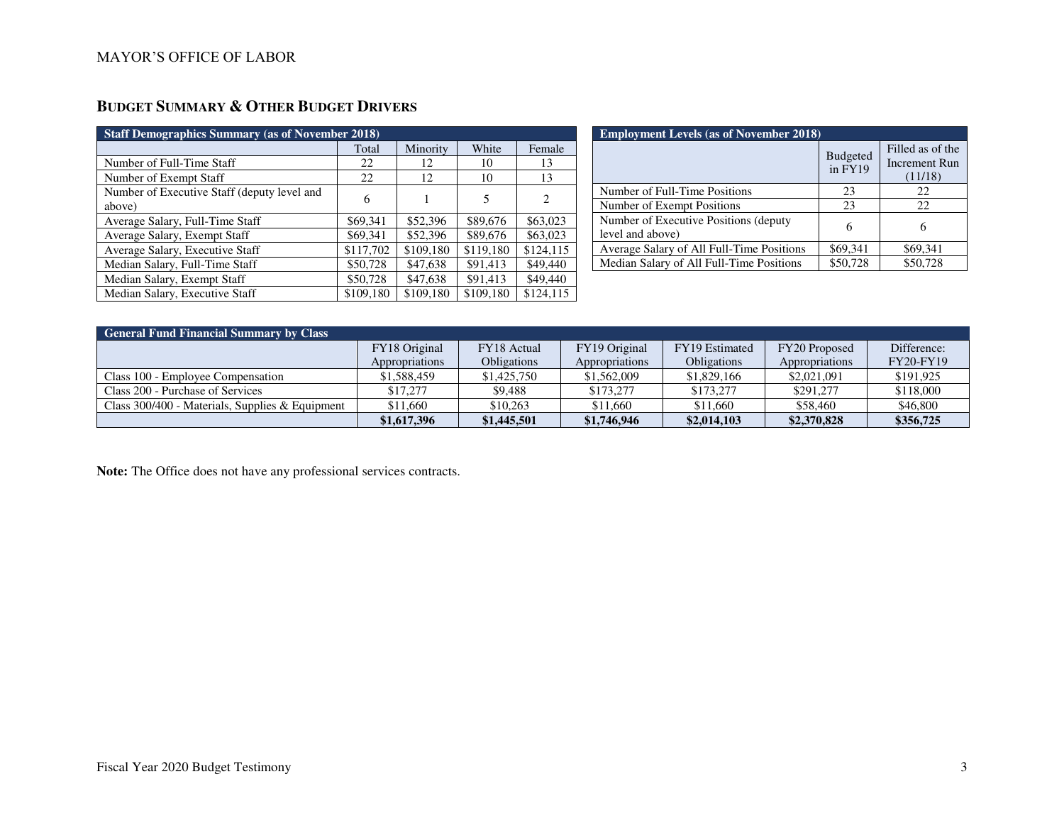MAYOR'S OFFICE OF LABOR

## Budget Summary & Other Budget Drivers

| Staff Demographics Summary (as of November 2018) | | | | |
|---|---|---|---|---|
| | Total | Minority | White | Female |
| Number of Full-Time Staff | 22 | 12 | 10 | 13 |
| Number of Exempt Staff | 22 | 12 | 10 | 13 |
| Number of Executive Staff (deputy level and above) | 6 | 1 | 5 | 2 |
| Average Salary, Full-Time Staff | $69,341 | $52,396 | $89,676 | $63,023 |
| Average Salary, Exempt Staff | $69,341 | $52,396 | $89,676 | $63,023 |
| Average Salary, Executive Staff | $117,702 | $109,180 | $119,180 | $124,115 |
| Median Salary, Full-Time Staff | $50,728 | $47,638 | $91,413 | $49,440 |
| Median Salary, Exempt Staff | $50,728 | $47,638 | $91,413 | $49,440 |
| Median Salary, Executive Staff | $109,180 | $109,180 | $109,180 | $124,115 |

| Employment Levels (as of November 2018) | | |
|---|---|---|
| | Budgeted in FY19 | Filled as of the Increment Run (11/18) |
| Number of Full-Time Positions | 23 | 22 |
| Number of Exempt Positions | 23 | 22 |
| Number of Executive Positions (deputy level and above) | 6 | 6 |
| Average Salary of All Full-Time Positions | $69,341 | $69,341 |
| Median Salary of All Full-Time Positions | $50,728 | $50,728 |

| General Fund Financial Summary by Class | | | | | | |
|---|---|---|---|---|---|---|
| | FY18 Original Appropriations | FY18 Actual Obligations | FY19 Original Appropriations | FY19 Estimated Obligations | FY20 Proposed Appropriations | Difference: FY20-FY19 |
| Class 100 - Employee Compensation | $1,588,459 | $1,425,750 | $1,562,009 | $1,829,166 | $2,021,091 | $191,925 |
| Class 200 - Purchase of Services | $17,277 | $9,488 | $173,277 | $173,277 | $291,277 | $118,000 |
| Class 300/400 - Materials, Supplies & Equipment | $11,660 | $10,263 | $11,660 | $11,660 | $58,460 | $46,800 |
| | **$1,617,396** | **$1,445,501** | **$1,746,946** | **$2,014,103** | **$2,370,828** | **$356,725** |

**Note:** The Office does not have any professional services contracts.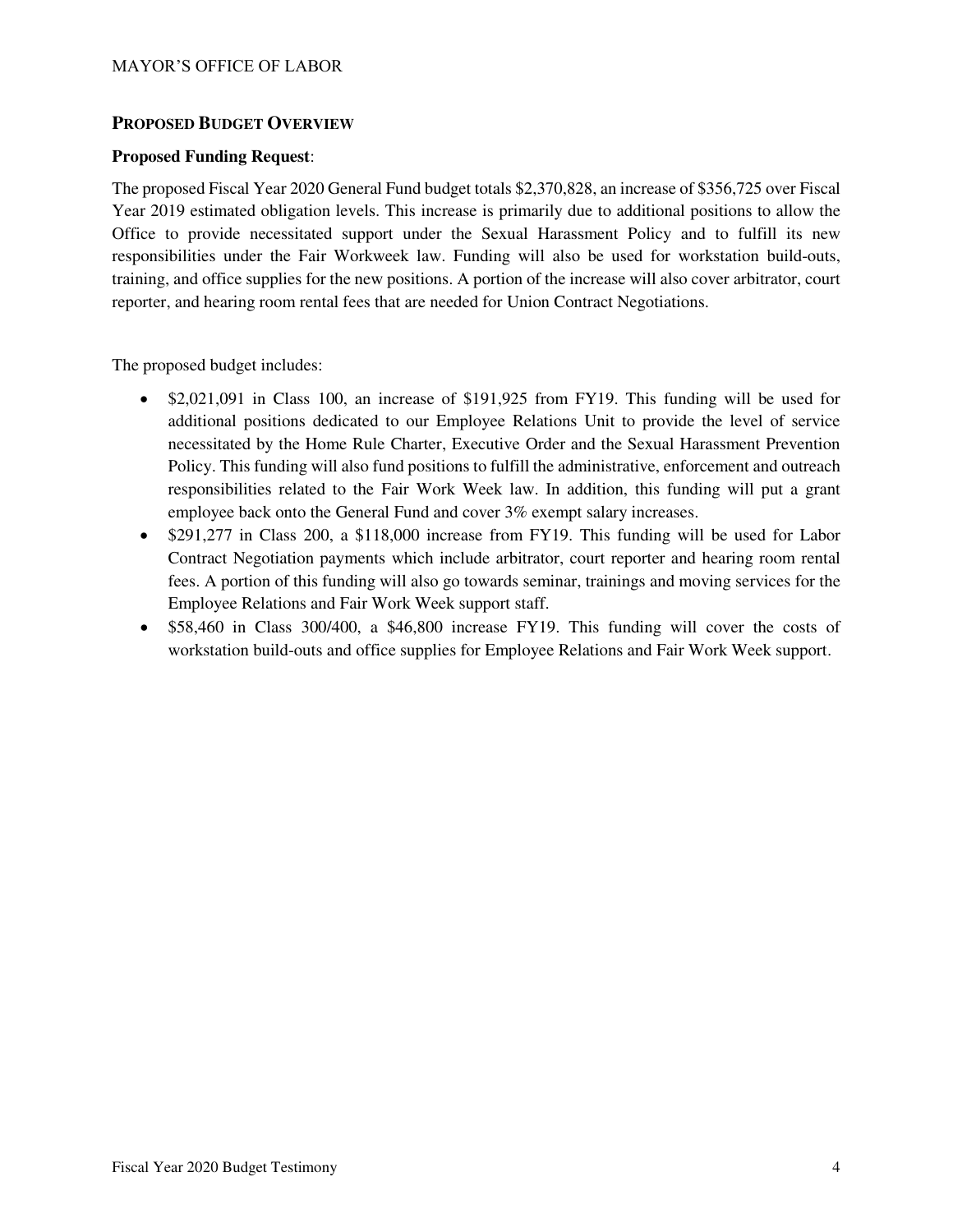## PROPOSED BUDGET OVERVIEW

**Proposed Funding Request**:

The proposed Fiscal Year 2020 General Fund budget totals $2,370,828, an increase of $356,725 over Fiscal Year 2019 estimated obligation levels. This increase is primarily due to additional positions to allow the Office to provide necessitated support under the Sexual Harassment Policy and to fulfill its new responsibilities under the Fair Workweek law. Funding will also be used for workstation build-outs, training, and office supplies for the new positions. A portion of the increase will also cover arbitrator, court reporter, and hearing room rental fees that are needed for Union Contract Negotiations.

The proposed budget includes:

- $2,021,091 in Class 100, an increase of $191,925 from FY19. This funding will be used for additional positions dedicated to our Employee Relations Unit to provide the level of service necessitated by the Home Rule Charter, Executive Order and the Sexual Harassment Prevention Policy. This funding will also fund positions to fulfill the administrative, enforcement and outreach responsibilities related to the Fair Work Week law. In addition, this funding will put a grant employee back onto the General Fund and cover 3% exempt salary increases.
- $291,277 in Class 200, a $118,000 increase from FY19. This funding will be used for Labor Contract Negotiation payments which include arbitrator, court reporter and hearing room rental fees. A portion of this funding will also go towards seminar, trainings and moving services for the Employee Relations and Fair Work Week support staff.
- $58,460 in Class 300/400, a $46,800 increase FY19. This funding will cover the costs of workstation build-outs and office supplies for Employee Relations and Fair Work Week support.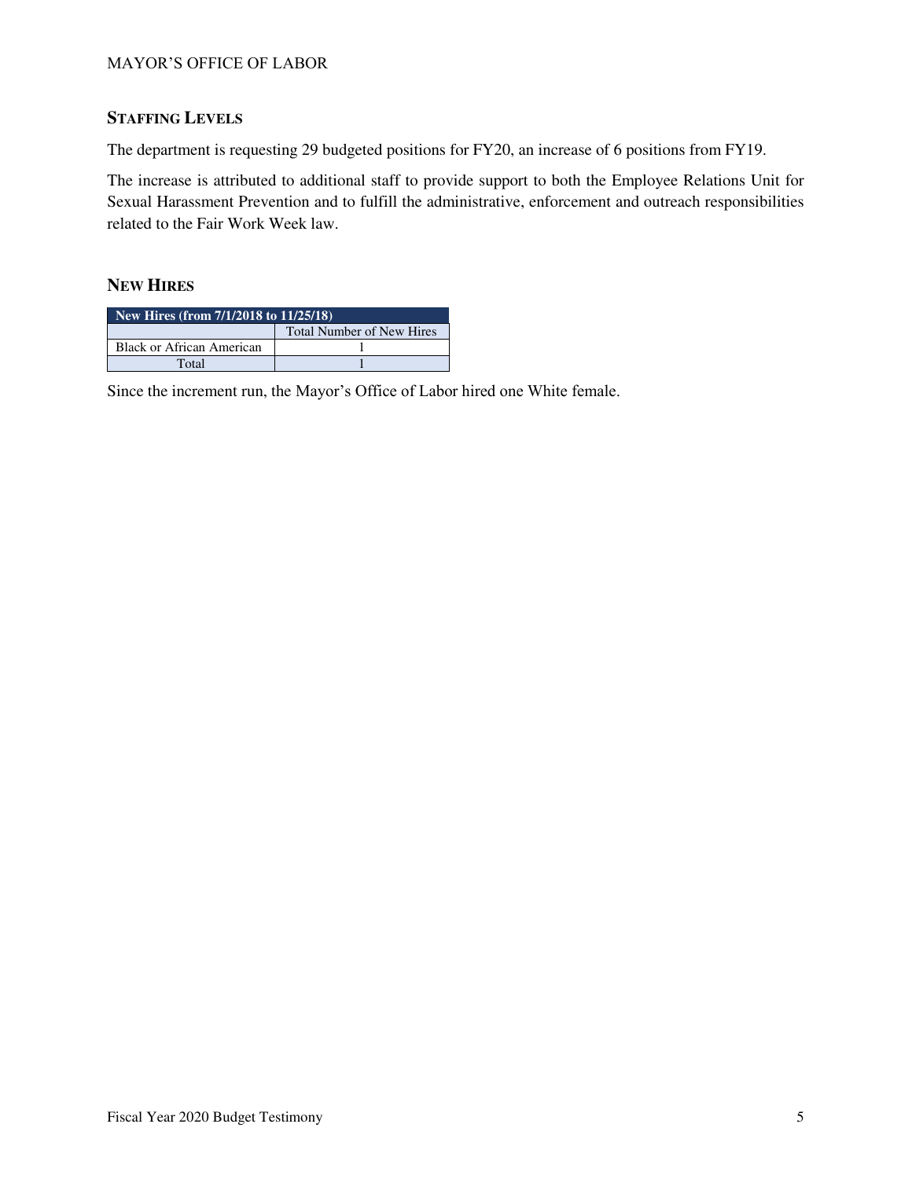## STAFFING LEVELS

The department is requesting 29 budgeted positions for FY20, an increase of 6 positions from FY19.

The increase is attributed to additional staff to provide support to both the Employee Relations Unit for Sexual Harassment Prevention and to fulfill the administrative, enforcement and outreach responsibilities related to the Fair Work Week law.

## NEW HIRES

| New Hires (from 7/1/2018 to 11/25/18) | |
|---|---|
| | Total Number of New Hires |
| Black or African American | 1 |
| Total | 1 |

Since the increment run, the Mayor's Office of Labor hired one White female.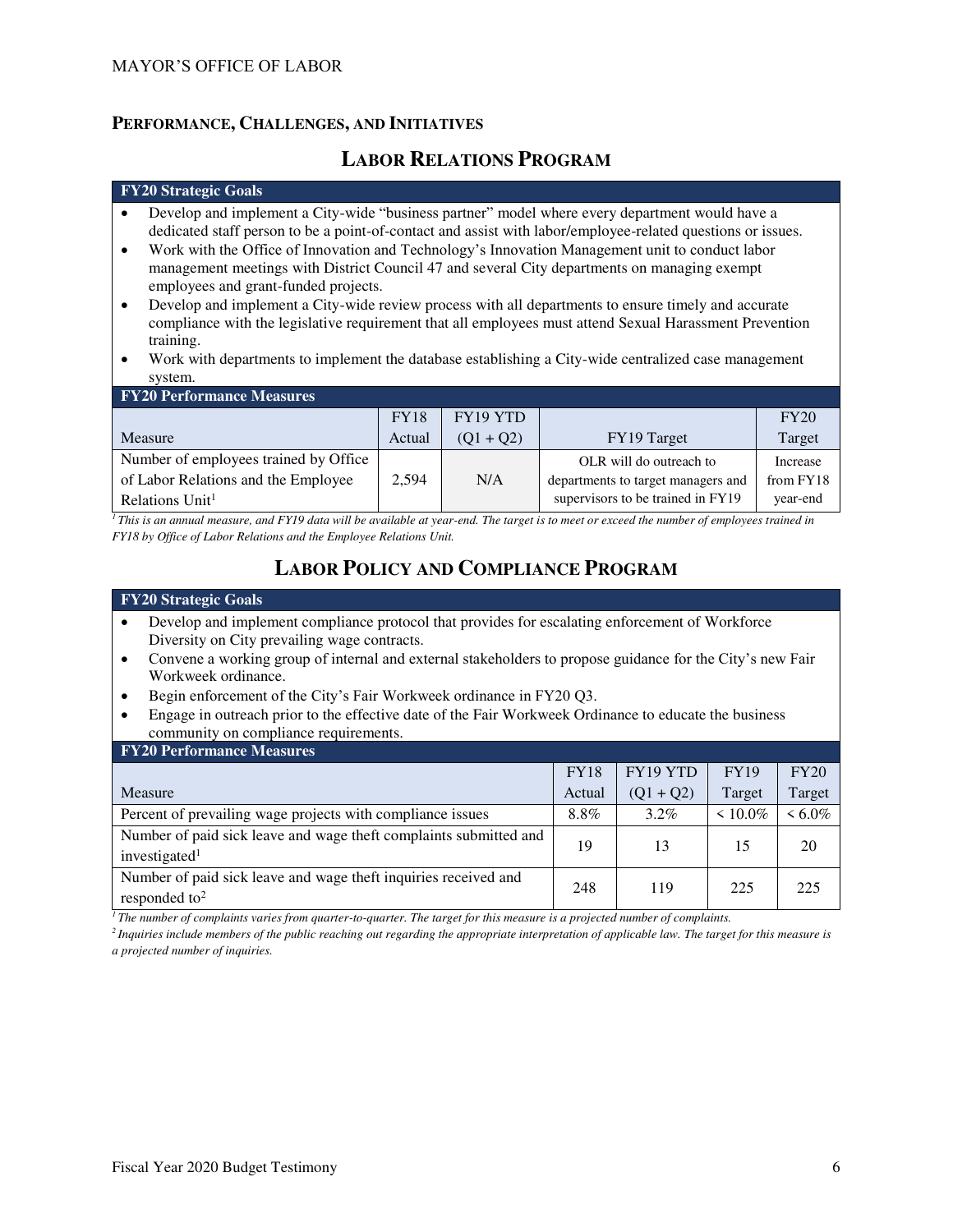## PERFORMANCE, CHALLENGES, AND INITIATIVES

### LABOR RELATIONS PROGRAM

**FY20 Strategic Goals**

- Develop and implement a City-wide "business partner" model where every department would have a dedicated staff person to be a point-of-contact and assist with labor/employee-related questions or issues.
- Work with the Office of Innovation and Technology's Innovation Management unit to conduct labor management meetings with District Council 47 and several City departments on managing exempt employees and grant-funded projects.
- Develop and implement a City-wide review process with all departments to ensure timely and accurate compliance with the legislative requirement that all employees must attend Sexual Harassment Prevention training.
- Work with departments to implement the database establishing a City-wide centralized case management system.

**FY20 Performance Measures**

| Measure | FY18 Actual | FY19 YTD (Q1 + Q2) | FY19 Target | FY20 Target |
|---|---|---|---|---|
| Number of employees trained by Office of Labor Relations and the Employee Relations Unit[1] | 2,594 | N/A | OLR will do outreach to departments to target managers and supervisors to be trained in FY19 | Increase from FY18 year-end |

*[1] This is an annual measure, and FY19 data will be available at year-end. The target is to meet or exceed the number of employees trained in FY18 by Office of Labor Relations and the Employee Relations Unit.*

### LABOR POLICY AND COMPLIANCE PROGRAM

**FY20 Strategic Goals**

- Develop and implement compliance protocol that provides for escalating enforcement of Workforce Diversity on City prevailing wage contracts.
- Convene a working group of internal and external stakeholders to propose guidance for the City's new Fair Workweek ordinance.
- Begin enforcement of the City's Fair Workweek ordinance in FY20 Q3.
- Engage in outreach prior to the effective date of the Fair Workweek Ordinance to educate the business community on compliance requirements.

**FY20 Performance Measures**

| Measure | FY18 Actual | FY19 YTD (Q1 + Q2) | FY19 Target | FY20 Target |
|---|---|---|---|---|
| Percent of prevailing wage projects with compliance issues | 8.8% | 3.2% | < 10.0% | < 6.0% |
| Number of paid sick leave and wage theft complaints submitted and investigated[1] | 19 | 13 | 15 | 20 |
| Number of paid sick leave and wage theft inquiries received and responded to[2] | 248 | 119 | 225 | 225 |

*[1] The number of complaints varies from quarter-to-quarter. The target for this measure is a projected number of complaints.*

*[2] Inquiries include members of the public reaching out regarding the appropriate interpretation of applicable law. The target for this measure is a projected number of inquiries.*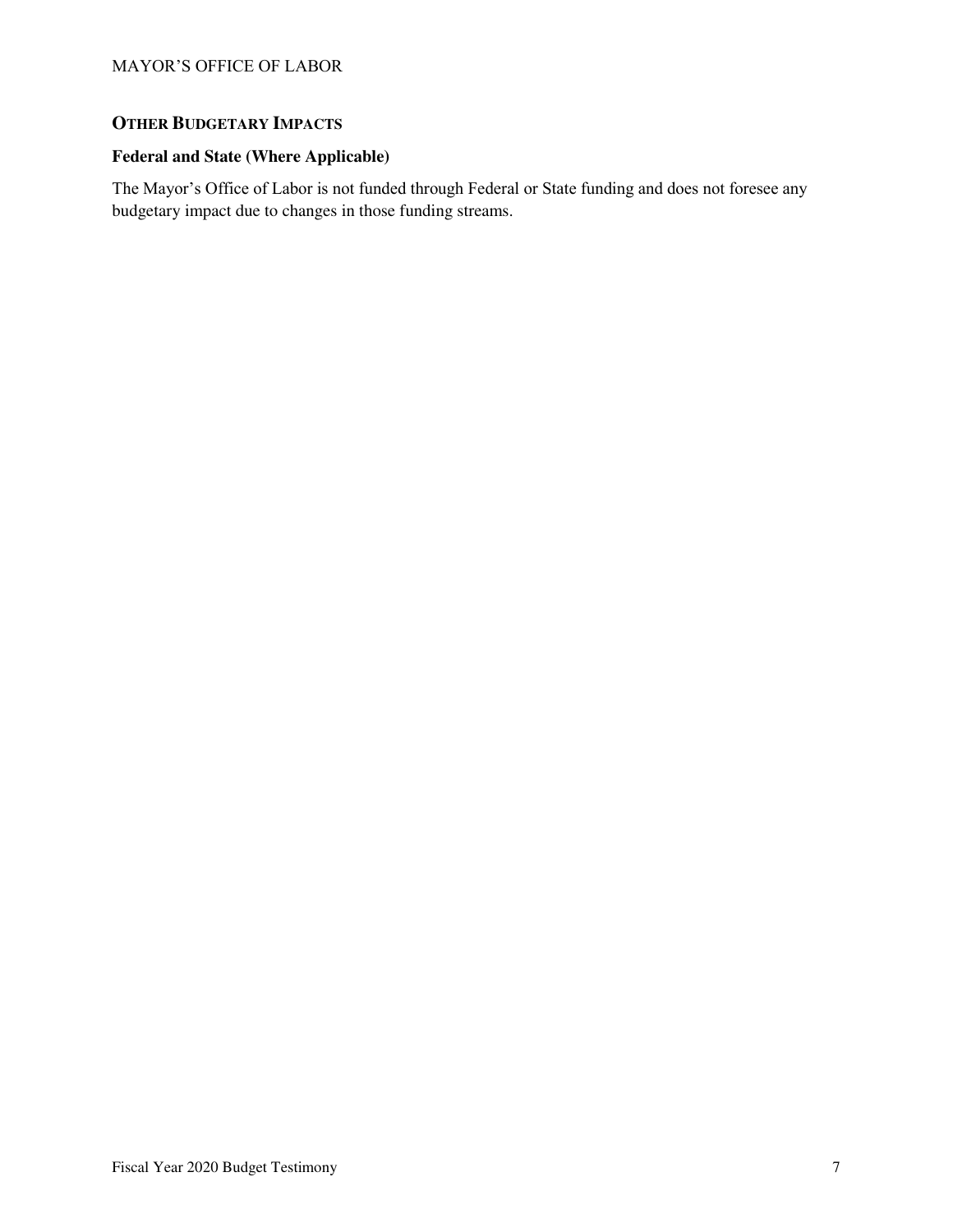## OTHER BUDGETARY IMPACTS

### Federal and State (Where Applicable)

The Mayor's Office of Labor is not funded through Federal or State funding and does not foresee any budgetary impact due to changes in those funding streams.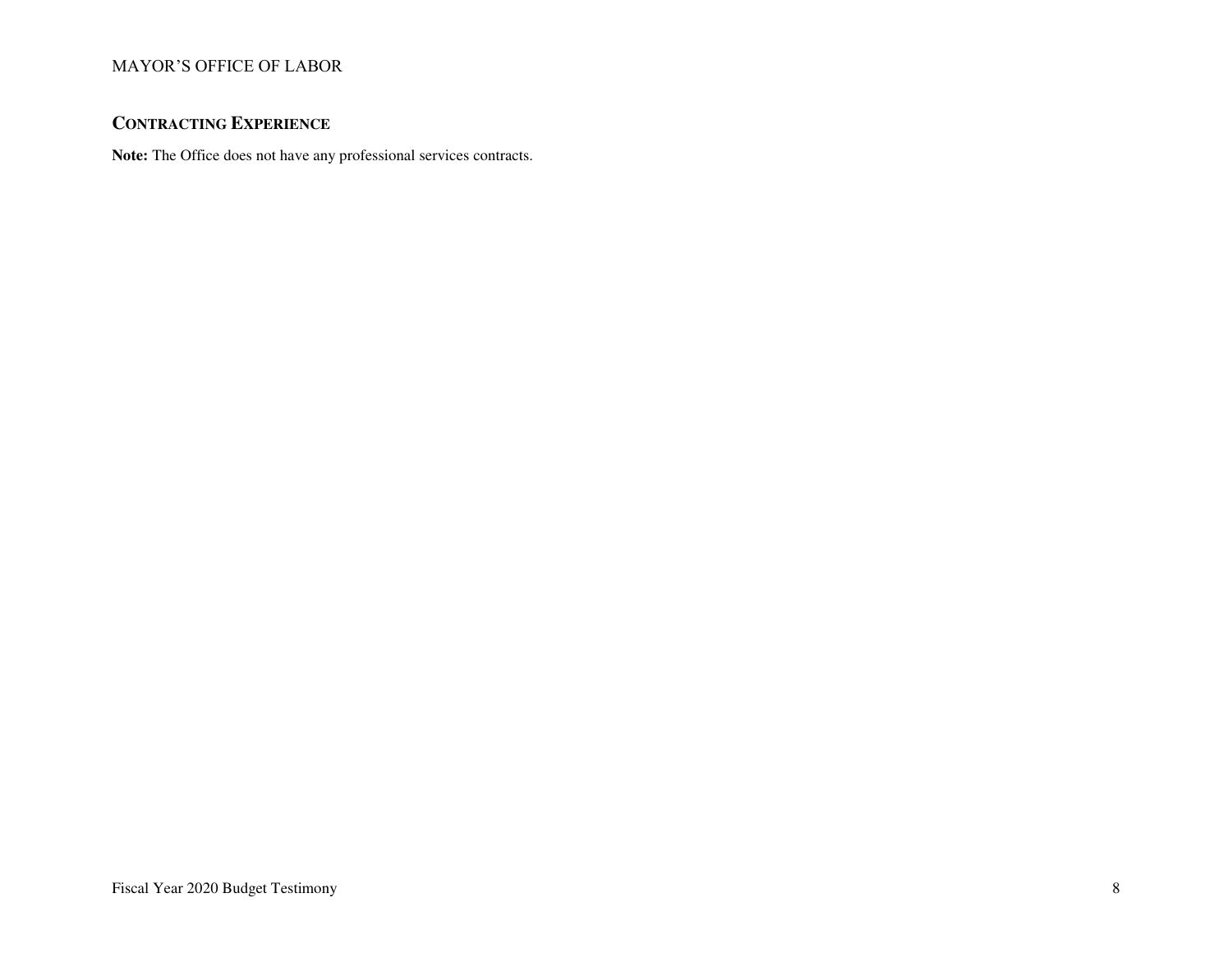## CONTRACTING EXPERIENCE

**Note:** The Office does not have any professional services contracts.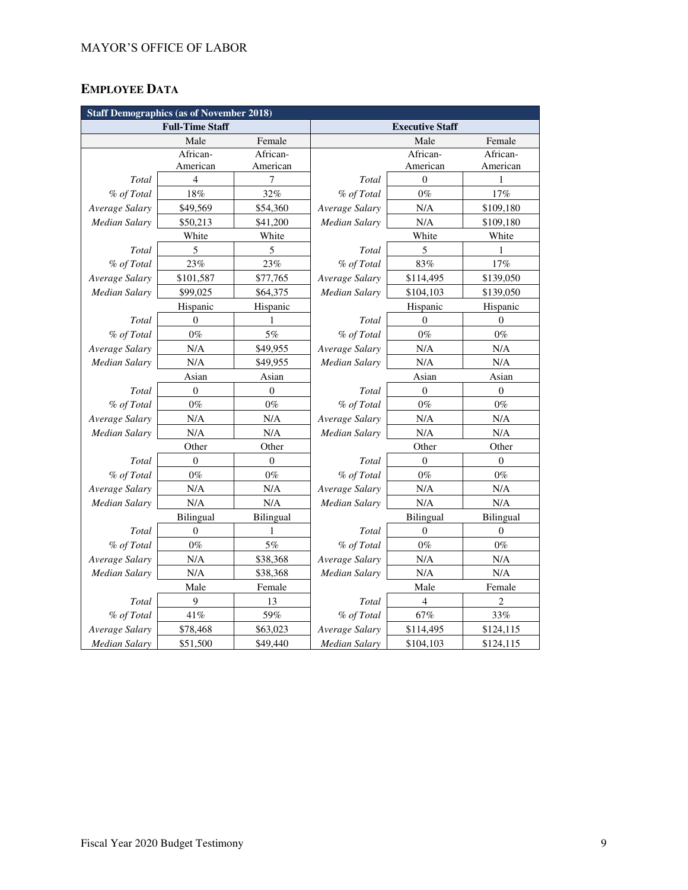## EMPLOYEE DATA

| Staff Demographics (as of November 2018) | | | | | |
|---|---|---|---|---|---|
| Full-Time Staff | | | Executive Staff | | |
| | Male | Female | | Male | Female |
| | African-American | African-American | | African-American | African-American |
| *Total* | 4 | 7 | *Total* | 0 | 1 |
| *% of Total* | 18% | 32% | *% of Total* | 0% | 17% |
| *Average Salary* | $49,569 | $54,360 | *Average Salary* | N/A | $109,180 |
| *Median Salary* | $50,213 | $41,200 | *Median Salary* | N/A | $109,180 |
| | White | White | | White | White |
| *Total* | 5 | 5 | *Total* | 5 | 1 |
| *% of Total* | 23% | 23% | *% of Total* | 83% | 17% |
| *Average Salary* | $101,587 | $77,765 | *Average Salary* | $114,495 | $139,050 |
| *Median Salary* | $99,025 | $64,375 | *Median Salary* | $104,103 | $139,050 |
| | Hispanic | Hispanic | | Hispanic | Hispanic |
| *Total* | 0 | 1 | *Total* | 0 | 0 |
| *% of Total* | 0% | 5% | *% of Total* | 0% | 0% |
| *Average Salary* | N/A | $49,955 | *Average Salary* | N/A | N/A |
| *Median Salary* | N/A | $49,955 | *Median Salary* | N/A | N/A |
| | Asian | Asian | | Asian | Asian |
| *Total* | 0 | 0 | *Total* | 0 | 0 |
| *% of Total* | 0% | 0% | *% of Total* | 0% | 0% |
| *Average Salary* | N/A | N/A | *Average Salary* | N/A | N/A |
| *Median Salary* | N/A | N/A | *Median Salary* | N/A | N/A |
| | Other | Other | | Other | Other |
| *Total* | 0 | 0 | *Total* | 0 | 0 |
| *% of Total* | 0% | 0% | *% of Total* | 0% | 0% |
| *Average Salary* | N/A | N/A | *Average Salary* | N/A | N/A |
| *Median Salary* | N/A | N/A | *Median Salary* | N/A | N/A |
| | Bilingual | Bilingual | | Bilingual | Bilingual |
| *Total* | 0 | 1 | *Total* | 0 | 0 |
| *% of Total* | 0% | 5% | *% of Total* | 0% | 0% |
| *Average Salary* | N/A | $38,368 | *Average Salary* | N/A | N/A |
| *Median Salary* | N/A | $38,368 | *Median Salary* | N/A | N/A |
| | Male | Female | | Male | Female |
| *Total* | 9 | 13 | *Total* | 4 | 2 |
| *% of Total* | 41% | 59% | *% of Total* | 67% | 33% |
| *Average Salary* | $78,468 | $63,023 | *Average Salary* | $114,495 | $124,115 |
| *Median Salary* | $51,500 | $49,440 | *Median Salary* | $104,103 | $124,115 |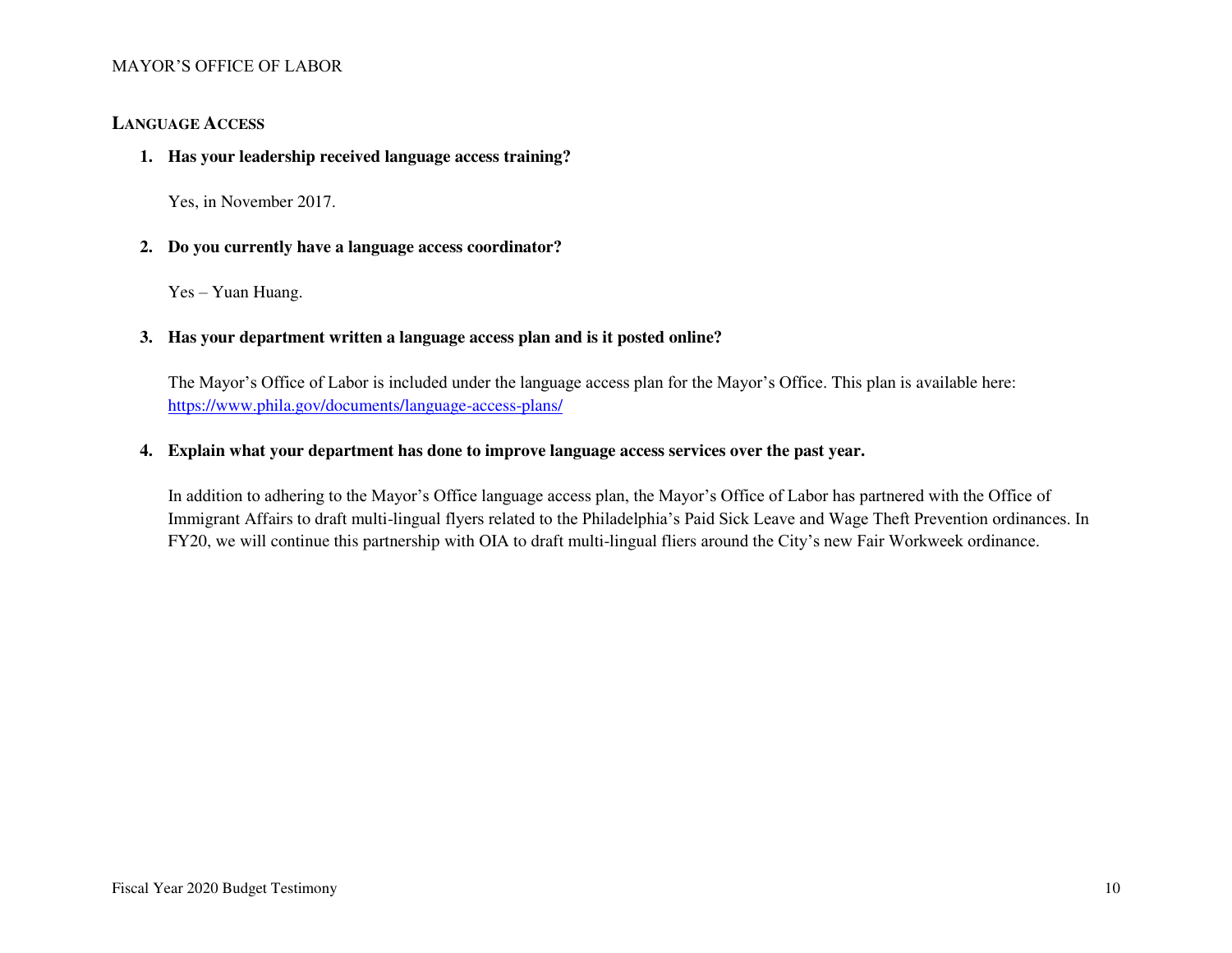## Language Access

1. **Has your leadership received language access training?**

   Yes, in November 2017.

2. **Do you currently have a language access coordinator?**

   Yes – Yuan Huang.

3. **Has your department written a language access plan and is it posted online?**

   The Mayor's Office of Labor is included under the language access plan for the Mayor's Office. This plan is available here: [https://www.phila.gov/documents/language-access-plans/](https://www.phila.gov/documents/language-access-plans/)

4. **Explain what your department has done to improve language access services over the past year.**

   In addition to adhering to the Mayor's Office language access plan, the Mayor's Office of Labor has partnered with the Office of Immigrant Affairs to draft multi-lingual flyers related to the Philadelphia's Paid Sick Leave and Wage Theft Prevention ordinances. In FY20, we will continue this partnership with OIA to draft multi-lingual fliers around the City's new Fair Workweek ordinance.